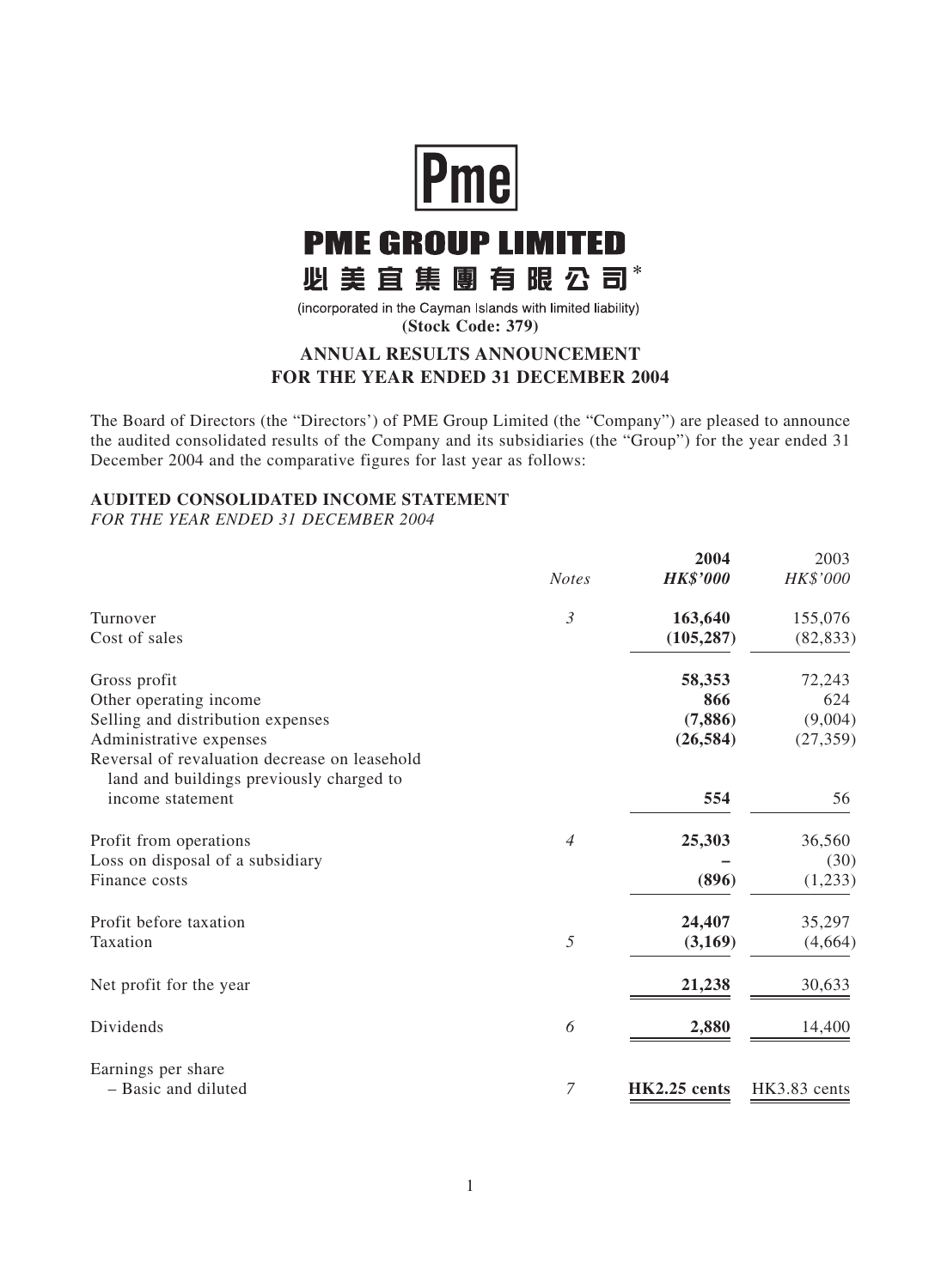# PME GROUP LIMITED

# 必美宜集團有限公司*

(incorporated in the Cayman Islands with limited liability)

**(Stock Code: 379)**

## ANNUAL RESULTS ANNOUNCEMENT FOR THE YEAR ENDED 31 DECEMBER 2004

The Board of Directors (the "Directors') of PME Group Limited (the "Company") are pleased to announce the audited consolidated results of the Company and its subsidiaries (the "Group") for the year ended 31 December 2004 and the comparative figures for last year as follows:

### AUDITED CONSOLIDATED INCOME STATEMENT

*FOR THE YEAR ENDED 31 DECEMBER 2004*

| | *Notes* | **2004** *HK$'000* | 2003 *HK$'000* |
|---|---|---|---|
| Turnover | *3* | **163,640** | 155,076 |
| Cost of sales | | **(105,287)** | (82,833) |
| Gross profit | | **58,353** | 72,243 |
| Other operating income | | **866** | 624 |
| Selling and distribution expenses | | **(7,886)** | (9,004) |
| Administrative expenses | | **(26,584)** | (27,359) |
| Reversal of revaluation decrease on leasehold land and buildings previously charged to income statement | | **554** | 56 |
| Profit from operations | *4* | **25,303** | 36,560 |
| Loss on disposal of a subsidiary | | **–** | (30) |
| Finance costs | | **(896)** | (1,233) |
| Profit before taxation | | **24,407** | 35,297 |
| Taxation | *5* | **(3,169)** | (4,664) |
| Net profit for the year | | **21,238** | 30,633 |
| Dividends | *6* | **2,880** | 14,400 |
| Earnings per share – Basic and diluted | *7* | **HK2.25 cents** | HK3.83 cents |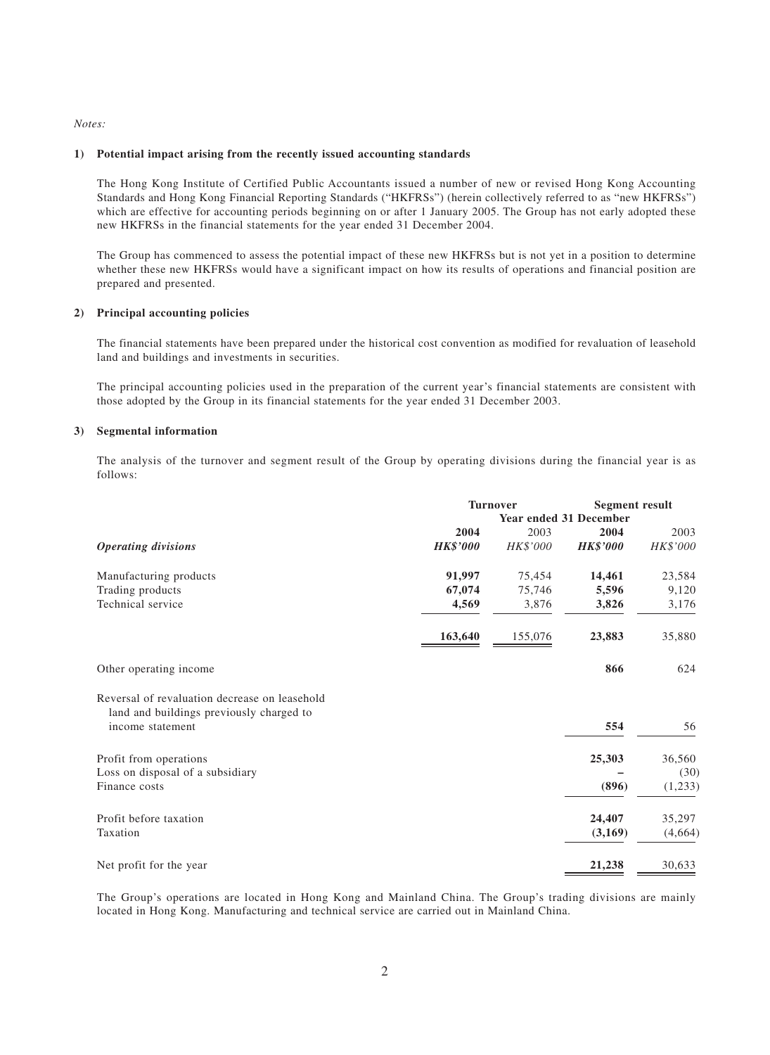*Notes:*

**1) Potential impact arising from the recently issued accounting standards**

The Hong Kong Institute of Certified Public Accountants issued a number of new or revised Hong Kong Accounting Standards and Hong Kong Financial Reporting Standards ("HKFRSs") (herein collectively referred to as "new HKFRSs") which are effective for accounting periods beginning on or after 1 January 2005. The Group has not early adopted these new HKFRSs in the financial statements for the year ended 31 December 2004.

The Group has commenced to assess the potential impact of these new HKFRSs but is not yet in a position to determine whether these new HKFRSs would have a significant impact on how its results of operations and financial position are prepared and presented.

**2) Principal accounting policies**

The financial statements have been prepared under the historical cost convention as modified for revaluation of leasehold land and buildings and investments in securities.

The principal accounting policies used in the preparation of the current year's financial statements are consistent with those adopted by the Group in its financial statements for the year ended 31 December 2003.

**3) Segmental information**

The analysis of the turnover and segment result of the Group by operating divisions during the financial year is as follows:

| | Turnover | | Segment result | |
|---|---|---|---|---|
| | Year ended 31 December | | | |
| | **2004** | 2003 | **2004** | 2003 |
| ***Operating divisions*** | ***HK$'000*** | *HK$'000* | ***HK$'000*** | *HK$'000* |
| Manufacturing products | **91,997** | 75,454 | **14,461** | 23,584 |
| Trading products | **67,074** | 75,746 | **5,596** | 9,120 |
| Technical service | **4,569** | 3,876 | **3,826** | 3,176 |
| | **163,640** | 155,076 | **23,883** | 35,880 |
| Other operating income | | | **866** | 624 |
| Reversal of revaluation decrease on leasehold land and buildings previously charged to income statement | | | **554** | 56 |
| Profit from operations | | | **25,303** | 36,560 |
| Loss on disposal of a subsidiary | | | **–** | (30) |
| Finance costs | | | **(896)** | (1,233) |
| Profit before taxation | | | **24,407** | 35,297 |
| Taxation | | | **(3,169)** | (4,664) |
| Net profit for the year | | | **21,238** | 30,633 |

The Group's operations are located in Hong Kong and Mainland China. The Group's trading divisions are mainly located in Hong Kong. Manufacturing and technical service are carried out in Mainland China.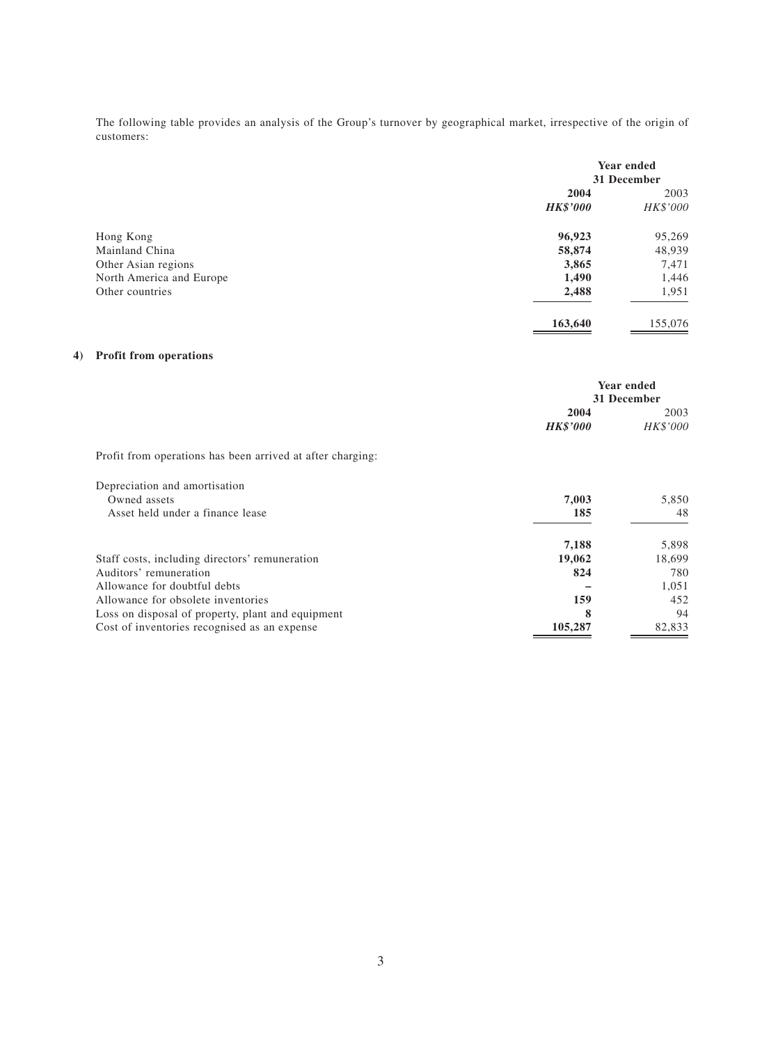The following table provides an analysis of the Group's turnover by geographical market, irrespective of the origin of customers:

| | Year ended 31 December | |
|---|---|---|
| | **2004** | 2003 |
| | ***HK$'000*** | *HK$'000* |
| Hong Kong | **96,923** | 95,269 |
| Mainland China | **58,874** | 48,939 |
| Other Asian regions | **3,865** | 7,471 |
| North America and Europe | **1,490** | 1,446 |
| Other countries | **2,488** | 1,951 |
| | **163,640** | 155,076 |

## 4) Profit from operations

| | Year ended 31 December | |
|---|---|---|
| | **2004** | 2003 |
| | ***HK$'000*** | *HK$'000* |
| Profit from operations has been arrived at after charging: | | |
| Depreciation and amortisation | | |
| Owned assets | **7,003** | 5,850 |
| Asset held under a finance lease | **185** | 48 |
| | **7,188** | 5,898 |
| Staff costs, including directors' remuneration | **19,062** | 18,699 |
| Auditors' remuneration | **824** | 780 |
| Allowance for doubtful debts | **–** | 1,051 |
| Allowance for obsolete inventories | **159** | 452 |
| Loss on disposal of property, plant and equipment | **8** | 94 |
| Cost of inventories recognised as an expense | **105,287** | 82,833 |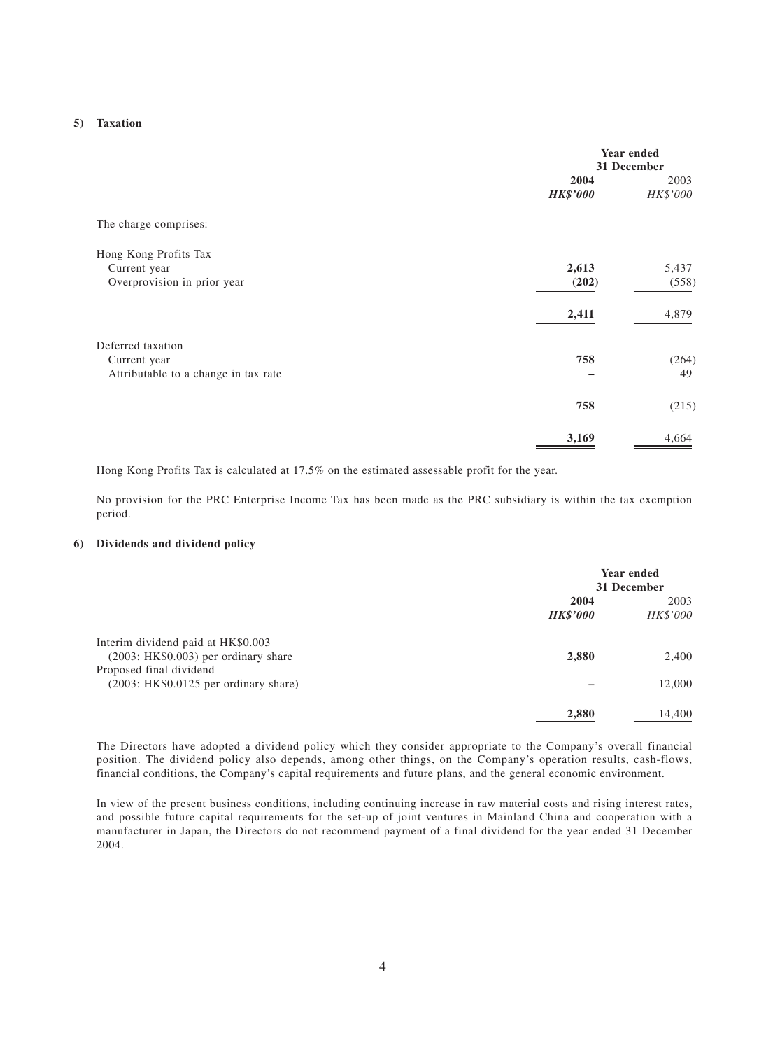### 5) Taxation

| | Year ended 31 December | |
|---|---|---|
| | **2004** | 2003 |
| | ***HK$'000*** | *HK$'000* |
| The charge comprises: | | |
| Hong Kong Profits Tax | | |
| Current year | **2,613** | 5,437 |
| Overprovision in prior year | **(202)** | (558) |
| | **2,411** | 4,879 |
| Deferred taxation | | |
| Current year | **758** | (264) |
| Attributable to a change in tax rate | **–** | 49 |
| | **758** | (215) |
| | **3,169** | 4,664 |

Hong Kong Profits Tax is calculated at 17.5% on the estimated assessable profit for the year.

No provision for the PRC Enterprise Income Tax has been made as the PRC subsidiary is within the tax exemption period.

### 6) Dividends and dividend policy

| | Year ended 31 December | |
|---|---|---|
| | **2004** | 2003 |
| | ***HK$'000*** | *HK$'000* |
| Interim dividend paid at HK$0.003 (2003: HK$0.003) per ordinary share | **2,880** | 2,400 |
| Proposed final dividend (2003: HK$0.0125 per ordinary share) | **–** | 12,000 |
| | **2,880** | 14,400 |

The Directors have adopted a dividend policy which they consider appropriate to the Company's overall financial position. The dividend policy also depends, among other things, on the Company's operation results, cash-flows, financial conditions, the Company's capital requirements and future plans, and the general economic environment.

In view of the present business conditions, including continuing increase in raw material costs and rising interest rates, and possible future capital requirements for the set-up of joint ventures in Mainland China and cooperation with a manufacturer in Japan, the Directors do not recommend payment of a final dividend for the year ended 31 December 2004.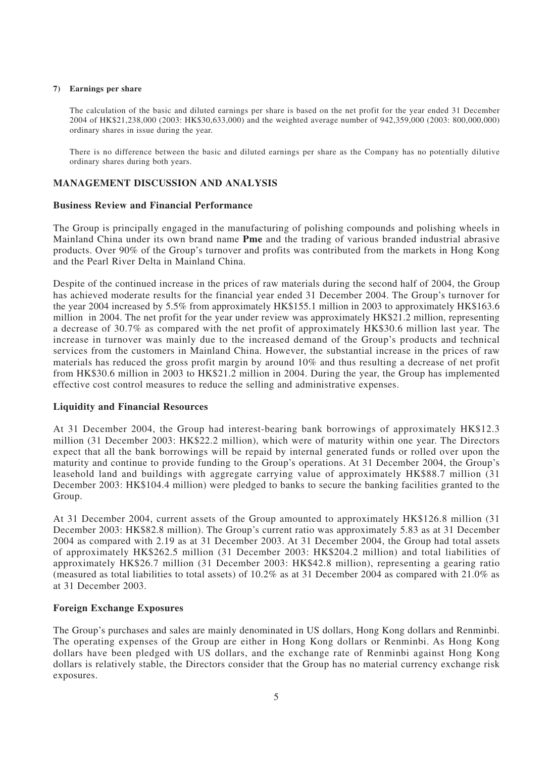**7) Earnings per share**

The calculation of the basic and diluted earnings per share is based on the net profit for the year ended 31 December 2004 of HK$21,238,000 (2003: HK$30,633,000) and the weighted average number of 942,359,000 (2003: 800,000,000) ordinary shares in issue during the year.

There is no difference between the basic and diluted earnings per share as the Company has no potentially dilutive ordinary shares during both years.

## MANAGEMENT DISCUSSION AND ANALYSIS

### Business Review and Financial Performance

The Group is principally engaged in the manufacturing of polishing compounds and polishing wheels in Mainland China under its own brand name **Pme** and the trading of various branded industrial abrasive products. Over 90% of the Group's turnover and profits was contributed from the markets in Hong Kong and the Pearl River Delta in Mainland China.

Despite of the continued increase in the prices of raw materials during the second half of 2004, the Group has achieved moderate results for the financial year ended 31 December 2004. The Group's turnover for the year 2004 increased by 5.5% from approximately HK$155.1 million in 2003 to approximately HK$163.6 million in 2004. The net profit for the year under review was approximately HK$21.2 million, representing a decrease of 30.7% as compared with the net profit of approximately HK$30.6 million last year. The increase in turnover was mainly due to the increased demand of the Group's products and technical services from the customers in Mainland China. However, the substantial increase in the prices of raw materials has reduced the gross profit margin by around 10% and thus resulting a decrease of net profit from HK$30.6 million in 2003 to HK$21.2 million in 2004. During the year, the Group has implemented effective cost control measures to reduce the selling and administrative expenses.

### Liquidity and Financial Resources

At 31 December 2004, the Group had interest-bearing bank borrowings of approximately HK$12.3 million (31 December 2003: HK$22.2 million), which were of maturity within one year. The Directors expect that all the bank borrowings will be repaid by internal generated funds or rolled over upon the maturity and continue to provide funding to the Group's operations. At 31 December 2004, the Group's leasehold land and buildings with aggregate carrying value of approximately HK$88.7 million (31 December 2003: HK$104.4 million) were pledged to banks to secure the banking facilities granted to the Group.

At 31 December 2004, current assets of the Group amounted to approximately HK$126.8 million (31 December 2003: HK$82.8 million). The Group's current ratio was approximately 5.83 as at 31 December 2004 as compared with 2.19 as at 31 December 2003. At 31 December 2004, the Group had total assets of approximately HK$262.5 million (31 December 2003: HK$204.2 million) and total liabilities of approximately HK$26.7 million (31 December 2003: HK$42.8 million), representing a gearing ratio (measured as total liabilities to total assets) of 10.2% as at 31 December 2004 as compared with 21.0% as at 31 December 2003.

### Foreign Exchange Exposures

The Group's purchases and sales are mainly denominated in US dollars, Hong Kong dollars and Renminbi. The operating expenses of the Group are either in Hong Kong dollars or Renminbi. As Hong Kong dollars have been pledged with US dollars, and the exchange rate of Renminbi against Hong Kong dollars is relatively stable, the Directors consider that the Group has no material currency exchange risk exposures.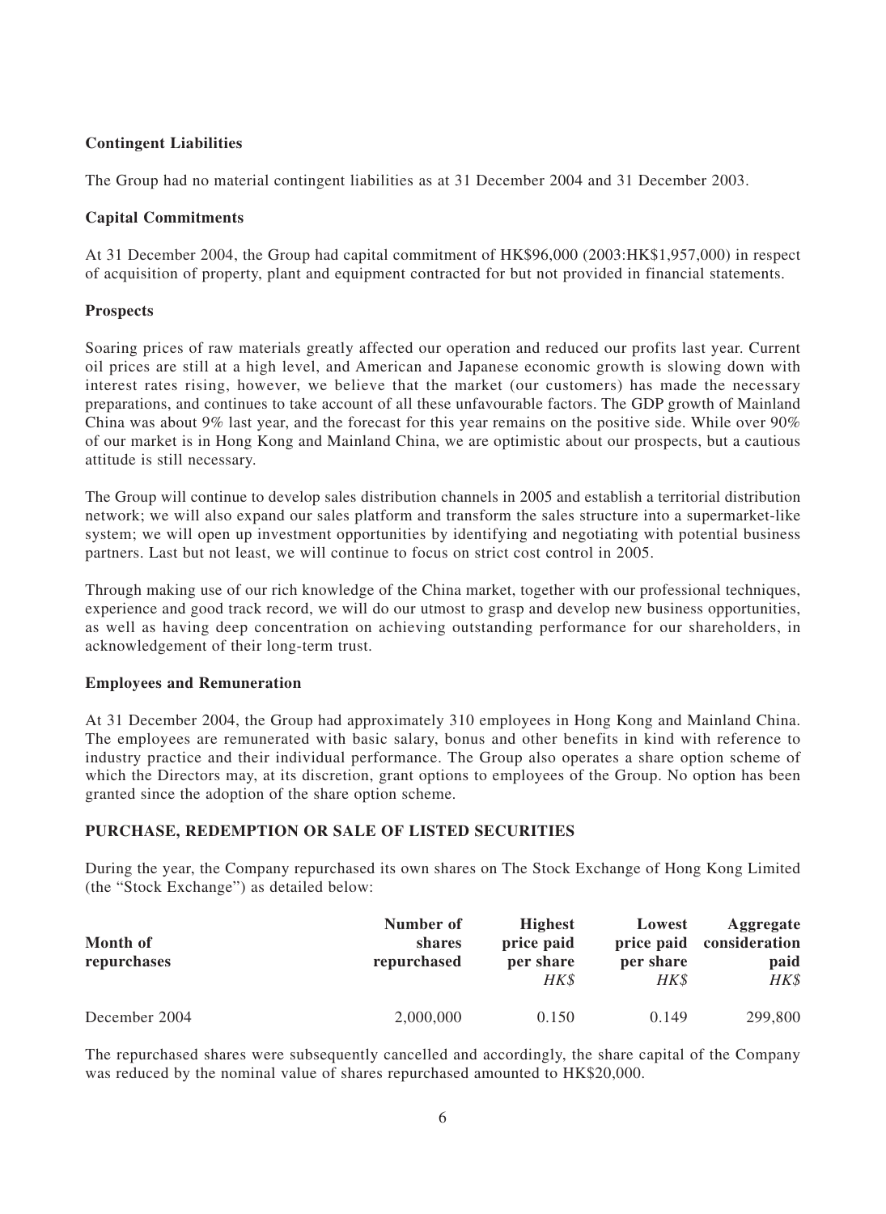### Contingent Liabilities

The Group had no material contingent liabilities as at 31 December 2004 and 31 December 2003.

### Capital Commitments

At 31 December 2004, the Group had capital commitment of HK$96,000 (2003:HK$1,957,000) in respect of acquisition of property, plant and equipment contracted for but not provided in financial statements.

### Prospects

Soaring prices of raw materials greatly affected our operation and reduced our profits last year. Current oil prices are still at a high level, and American and Japanese economic growth is slowing down with interest rates rising, however, we believe that the market (our customers) has made the necessary preparations, and continues to take account of all these unfavourable factors. The GDP growth of Mainland China was about 9% last year, and the forecast for this year remains on the positive side. While over 90% of our market is in Hong Kong and Mainland China, we are optimistic about our prospects, but a cautious attitude is still necessary.

The Group will continue to develop sales distribution channels in 2005 and establish a territorial distribution network; we will also expand our sales platform and transform the sales structure into a supermarket-like system; we will open up investment opportunities by identifying and negotiating with potential business partners. Last but not least, we will continue to focus on strict cost control in 2005.

Through making use of our rich knowledge of the China market, together with our professional techniques, experience and good track record, we will do our utmost to grasp and develop new business opportunities, as well as having deep concentration on achieving outstanding performance for our shareholders, in acknowledgement of their long-term trust.

### Employees and Remuneration

At 31 December 2004, the Group had approximately 310 employees in Hong Kong and Mainland China. The employees are remunerated with basic salary, bonus and other benefits in kind with reference to industry practice and their individual performance. The Group also operates a share option scheme of which the Directors may, at its discretion, grant options to employees of the Group. No option has been granted since the adoption of the share option scheme.

## PURCHASE, REDEMPTION OR SALE OF LISTED SECURITIES

During the year, the Company repurchased its own shares on The Stock Exchange of Hong Kong Limited (the "Stock Exchange") as detailed below:

| Month of repurchases | Number of shares repurchased | Highest price paid per share *HK$* | Lowest price paid per share *HK$* | Aggregate consideration paid *HK$* |
|---|---|---|---|---|
| December 2004 | 2,000,000 | 0.150 | 0.149 | 299,800 |

The repurchased shares were subsequently cancelled and accordingly, the share capital of the Company was reduced by the nominal value of shares repurchased amounted to HK$20,000.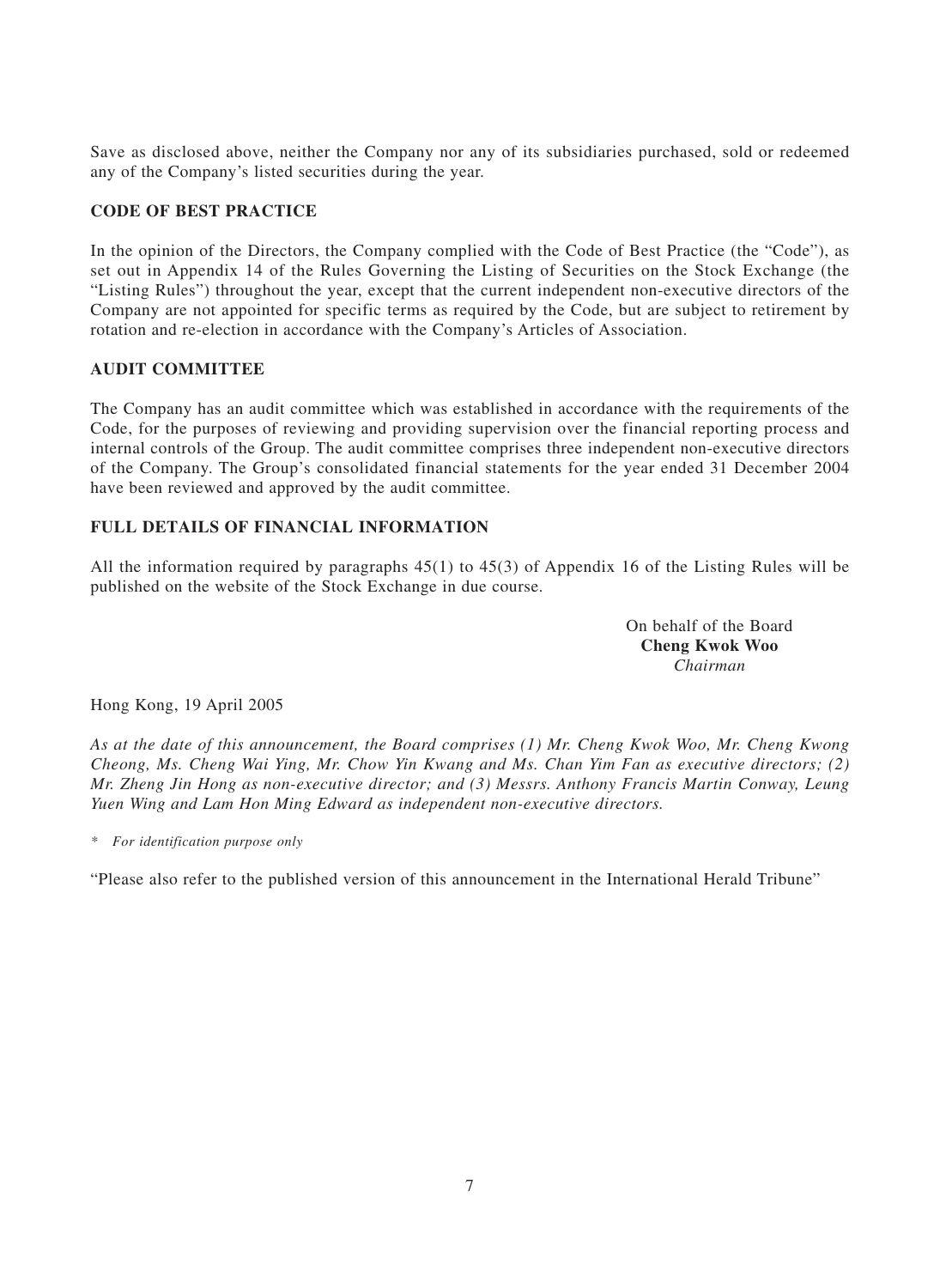Save as disclosed above, neither the Company nor any of its subsidiaries purchased, sold or redeemed any of the Company's listed securities during the year.

## CODE OF BEST PRACTICE

In the opinion of the Directors, the Company complied with the Code of Best Practice (the "Code"), as set out in Appendix 14 of the Rules Governing the Listing of Securities on the Stock Exchange (the "Listing Rules") throughout the year, except that the current independent non-executive directors of the Company are not appointed for specific terms as required by the Code, but are subject to retirement by rotation and re-election in accordance with the Company's Articles of Association.

## AUDIT COMMITTEE

The Company has an audit committee which was established in accordance with the requirements of the Code, for the purposes of reviewing and providing supervision over the financial reporting process and internal controls of the Group. The audit committee comprises three independent non-executive directors of the Company. The Group's consolidated financial statements for the year ended 31 December 2004 have been reviewed and approved by the audit committee.

## FULL DETAILS OF FINANCIAL INFORMATION

All the information required by paragraphs 45(1) to 45(3) of Appendix 16 of the Listing Rules will be published on the website of the Stock Exchange in due course.

On behalf of the Board
**Cheng Kwok Woo**
*Chairman*

Hong Kong, 19 April 2005

*As at the date of this announcement, the Board comprises (1) Mr. Cheng Kwok Woo, Mr. Cheng Kwong Cheong, Ms. Cheng Wai Ying, Mr. Chow Yin Kwang and Ms. Chan Yim Fan as executive directors; (2) Mr. Zheng Jin Hong as non-executive director; and (3) Messrs. Anthony Francis Martin Conway, Leung Yuen Wing and Lam Hon Ming Edward as independent non-executive directors.*

* *For identification purpose only*

"Please also refer to the published version of this announcement in the International Herald Tribune"